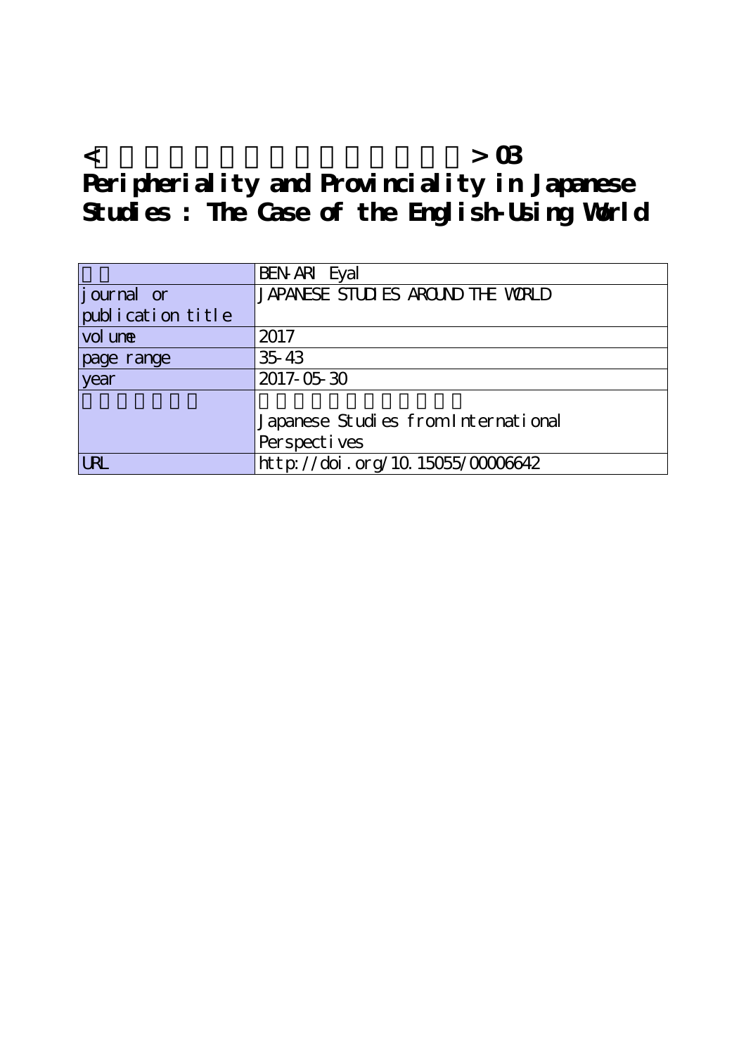# < > 03 Peripheriality and Provinciality in Japanese Studies : The Case of the English-Using World

| | |
|---|---|
| | BEN-ARI Eyal |
| journal or publication title | JAPANESE STUDIES AROUND THE WORLD |
| volume | 2017 |
| page range | 35-43 |
| year | 2017-05-30 |
| | Japanese Studies from International Perspectives |
| URL | http://doi.org/10.15055/00006642 |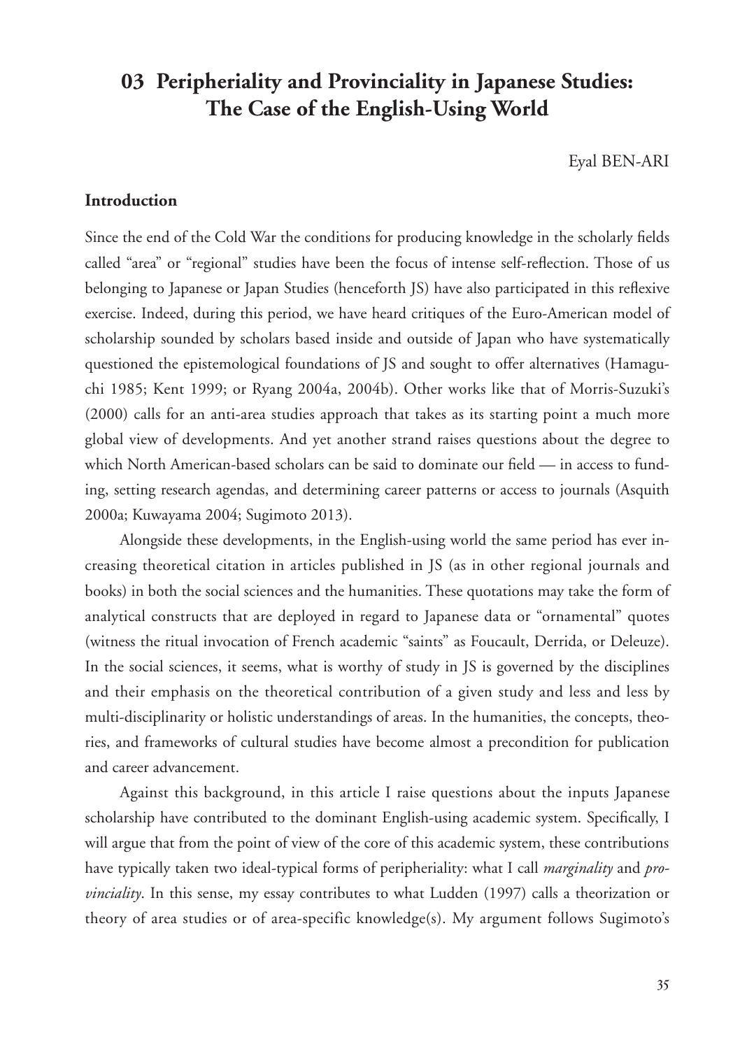# 03 Peripheriality and Provinciality in Japanese Studies: The Case of the English-Using World

Eyal BEN-ARI

## Introduction

Since the end of the Cold War the conditions for producing knowledge in the scholarly fields called "area" or "regional" studies have been the focus of intense self-reflection. Those of us belonging to Japanese or Japan Studies (henceforth JS) have also participated in this reflexive exercise. Indeed, during this period, we have heard critiques of the Euro-American model of scholarship sounded by scholars based inside and outside of Japan who have systematically questioned the epistemological foundations of JS and sought to offer alternatives (Hamaguchi 1985; Kent 1999; or Ryang 2004a, 2004b). Other works like that of Morris-Suzuki's (2000) calls for an anti-area studies approach that takes as its starting point a much more global view of developments. And yet another strand raises questions about the degree to which North American-based scholars can be said to dominate our field — in access to funding, setting research agendas, and determining career patterns or access to journals (Asquith 2000a; Kuwayama 2004; Sugimoto 2013).

Alongside these developments, in the English-using world the same period has ever increasing theoretical citation in articles published in JS (as in other regional journals and books) in both the social sciences and the humanities. These quotations may take the form of analytical constructs that are deployed in regard to Japanese data or "ornamental" quotes (witness the ritual invocation of French academic "saints" as Foucault, Derrida, or Deleuze). In the social sciences, it seems, what is worthy of study in JS is governed by the disciplines and their emphasis on the theoretical contribution of a given study and less and less by multi-disciplinarity or holistic understandings of areas. In the humanities, the concepts, theories, and frameworks of cultural studies have become almost a precondition for publication and career advancement.

Against this background, in this article I raise questions about the inputs Japanese scholarship have contributed to the dominant English-using academic system. Specifically, I will argue that from the point of view of the core of this academic system, these contributions have typically taken two ideal-typical forms of peripheriality: what I call *marginality* and *provinciality*. In this sense, my essay contributes to what Ludden (1997) calls a theorization or theory of area studies or of area-specific knowledge(s). My argument follows Sugimoto's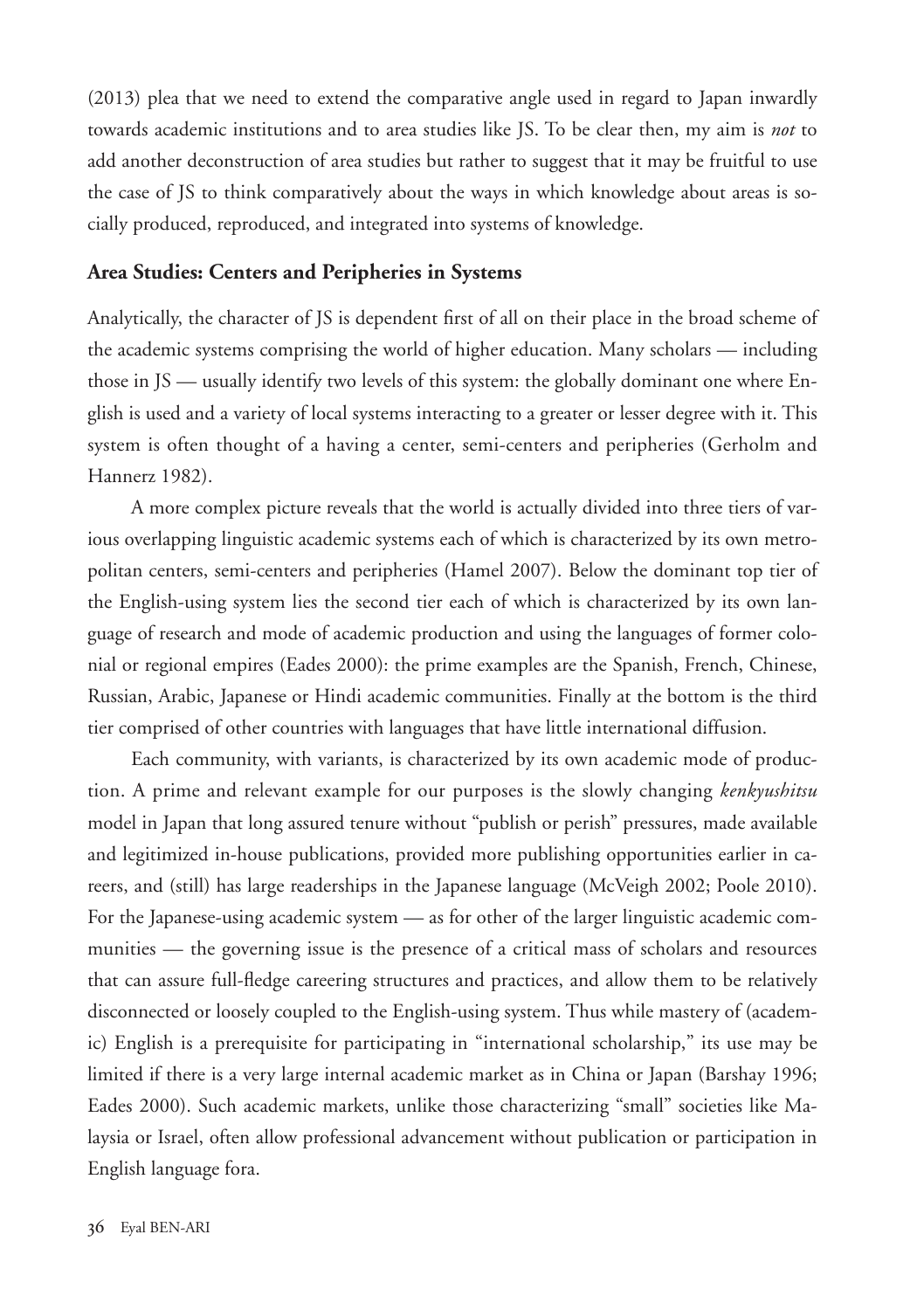(2013) plea that we need to extend the comparative angle used in regard to Japan inwardly towards academic institutions and to area studies like JS. To be clear then, my aim is *not* to add another deconstruction of area studies but rather to suggest that it may be fruitful to use the case of JS to think comparatively about the ways in which knowledge about areas is socially produced, reproduced, and integrated into systems of knowledge.

## Area Studies: Centers and Peripheries in Systems

Analytically, the character of JS is dependent first of all on their place in the broad scheme of the academic systems comprising the world of higher education. Many scholars — including those in JS — usually identify two levels of this system: the globally dominant one where English is used and a variety of local systems interacting to a greater or lesser degree with it. This system is often thought of a having a center, semi-centers and peripheries (Gerholm and Hannerz 1982).

A more complex picture reveals that the world is actually divided into three tiers of various overlapping linguistic academic systems each of which is characterized by its own metropolitan centers, semi-centers and peripheries (Hamel 2007). Below the dominant top tier of the English-using system lies the second tier each of which is characterized by its own language of research and mode of academic production and using the languages of former colonial or regional empires (Eades 2000): the prime examples are the Spanish, French, Chinese, Russian, Arabic, Japanese or Hindi academic communities. Finally at the bottom is the third tier comprised of other countries with languages that have little international diffusion.

Each community, with variants, is characterized by its own academic mode of production. A prime and relevant example for our purposes is the slowly changing *kenkyushitsu* model in Japan that long assured tenure without "publish or perish" pressures, made available and legitimized in-house publications, provided more publishing opportunities earlier in careers, and (still) has large readerships in the Japanese language (McVeigh 2002; Poole 2010). For the Japanese-using academic system — as for other of the larger linguistic academic communities — the governing issue is the presence of a critical mass of scholars and resources that can assure full-fledge careering structures and practices, and allow them to be relatively disconnected or loosely coupled to the English-using system. Thus while mastery of (academic) English is a prerequisite for participating in "international scholarship," its use may be limited if there is a very large internal academic market as in China or Japan (Barshay 1996; Eades 2000). Such academic markets, unlike those characterizing "small" societies like Malaysia or Israel, often allow professional advancement without publication or participation in English language fora.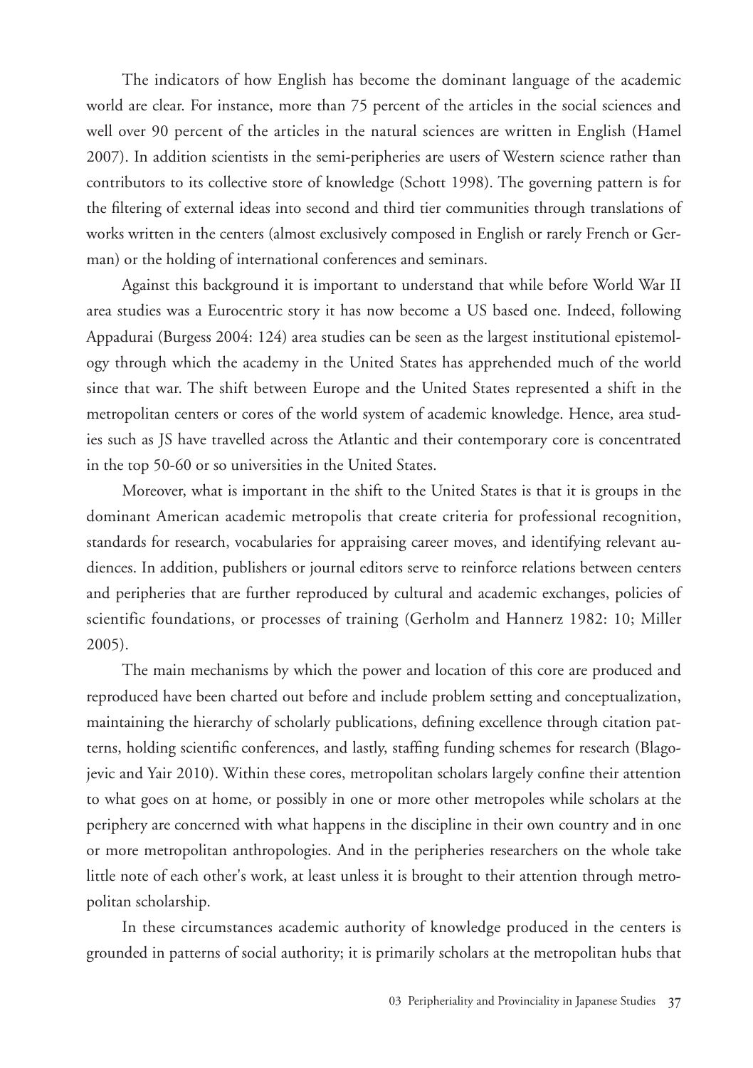The indicators of how English has become the dominant language of the academic world are clear. For instance, more than 75 percent of the articles in the social sciences and well over 90 percent of the articles in the natural sciences are written in English (Hamel 2007). In addition scientists in the semi-peripheries are users of Western science rather than contributors to its collective store of knowledge (Schott 1998). The governing pattern is for the filtering of external ideas into second and third tier communities through translations of works written in the centers (almost exclusively composed in English or rarely French or German) or the holding of international conferences and seminars.

Against this background it is important to understand that while before World War II area studies was a Eurocentric story it has now become a US based one. Indeed, following Appadurai (Burgess 2004: 124) area studies can be seen as the largest institutional epistemology through which the academy in the United States has apprehended much of the world since that war. The shift between Europe and the United States represented a shift in the metropolitan centers or cores of the world system of academic knowledge. Hence, area studies such as JS have travelled across the Atlantic and their contemporary core is concentrated in the top 50-60 or so universities in the United States.

Moreover, what is important in the shift to the United States is that it is groups in the dominant American academic metropolis that create criteria for professional recognition, standards for research, vocabularies for appraising career moves, and identifying relevant audiences. In addition, publishers or journal editors serve to reinforce relations between centers and peripheries that are further reproduced by cultural and academic exchanges, policies of scientific foundations, or processes of training (Gerholm and Hannerz 1982: 10; Miller 2005).

The main mechanisms by which the power and location of this core are produced and reproduced have been charted out before and include problem setting and conceptualization, maintaining the hierarchy of scholarly publications, defining excellence through citation patterns, holding scientific conferences, and lastly, staffing funding schemes for research (Blagojevic and Yair 2010). Within these cores, metropolitan scholars largely confine their attention to what goes on at home, or possibly in one or more other metropoles while scholars at the periphery are concerned with what happens in the discipline in their own country and in one or more metropolitan anthropologies. And in the peripheries researchers on the whole take little note of each other's work, at least unless it is brought to their attention through metropolitan scholarship.

In these circumstances academic authority of knowledge produced in the centers is grounded in patterns of social authority; it is primarily scholars at the metropolitan hubs that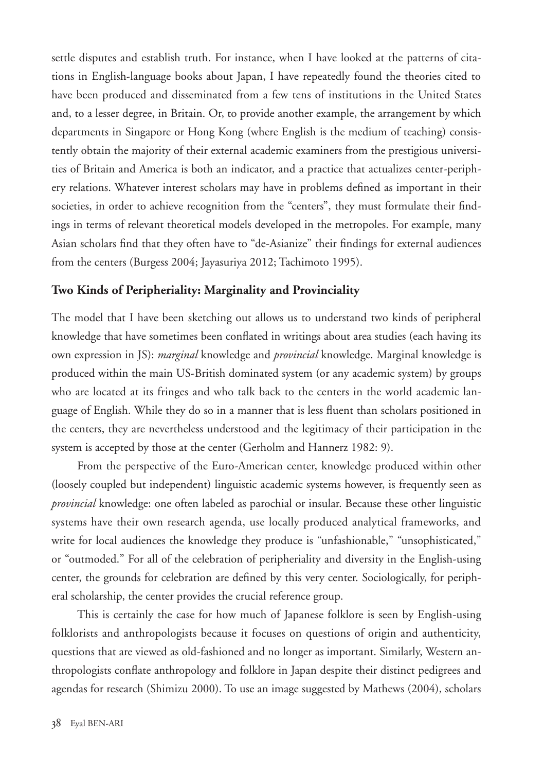settle disputes and establish truth. For instance, when I have looked at the patterns of citations in English-language books about Japan, I have repeatedly found the theories cited to have been produced and disseminated from a few tens of institutions in the United States and, to a lesser degree, in Britain. Or, to provide another example, the arrangement by which departments in Singapore or Hong Kong (where English is the medium of teaching) consistently obtain the majority of their external academic examiners from the prestigious universities of Britain and America is both an indicator, and a practice that actualizes center-periphery relations. Whatever interest scholars may have in problems defined as important in their societies, in order to achieve recognition from the "centers", they must formulate their findings in terms of relevant theoretical models developed in the metropoles. For example, many Asian scholars find that they often have to "de-Asianize" their findings for external audiences from the centers (Burgess 2004; Jayasuriya 2012; Tachimoto 1995).

## Two Kinds of Peripheriality: Marginality and Provinciality

The model that I have been sketching out allows us to understand two kinds of peripheral knowledge that have sometimes been conflated in writings about area studies (each having its own expression in JS): *marginal* knowledge and *provincial* knowledge. Marginal knowledge is produced within the main US-British dominated system (or any academic system) by groups who are located at its fringes and who talk back to the centers in the world academic language of English. While they do so in a manner that is less fluent than scholars positioned in the centers, they are nevertheless understood and the legitimacy of their participation in the system is accepted by those at the center (Gerholm and Hannerz 1982: 9).

From the perspective of the Euro-American center, knowledge produced within other (loosely coupled but independent) linguistic academic systems however, is frequently seen as *provincial* knowledge: one often labeled as parochial or insular. Because these other linguistic systems have their own research agenda, use locally produced analytical frameworks, and write for local audiences the knowledge they produce is "unfashionable," "unsophisticated," or "outmoded." For all of the celebration of peripheriality and diversity in the English-using center, the grounds for celebration are defined by this very center. Sociologically, for peripheral scholarship, the center provides the crucial reference group.

This is certainly the case for how much of Japanese folklore is seen by English-using folklorists and anthropologists because it focuses on questions of origin and authenticity, questions that are viewed as old-fashioned and no longer as important. Similarly, Western anthropologists conflate anthropology and folklore in Japan despite their distinct pedigrees and agendas for research (Shimizu 2000). To use an image suggested by Mathews (2004), scholars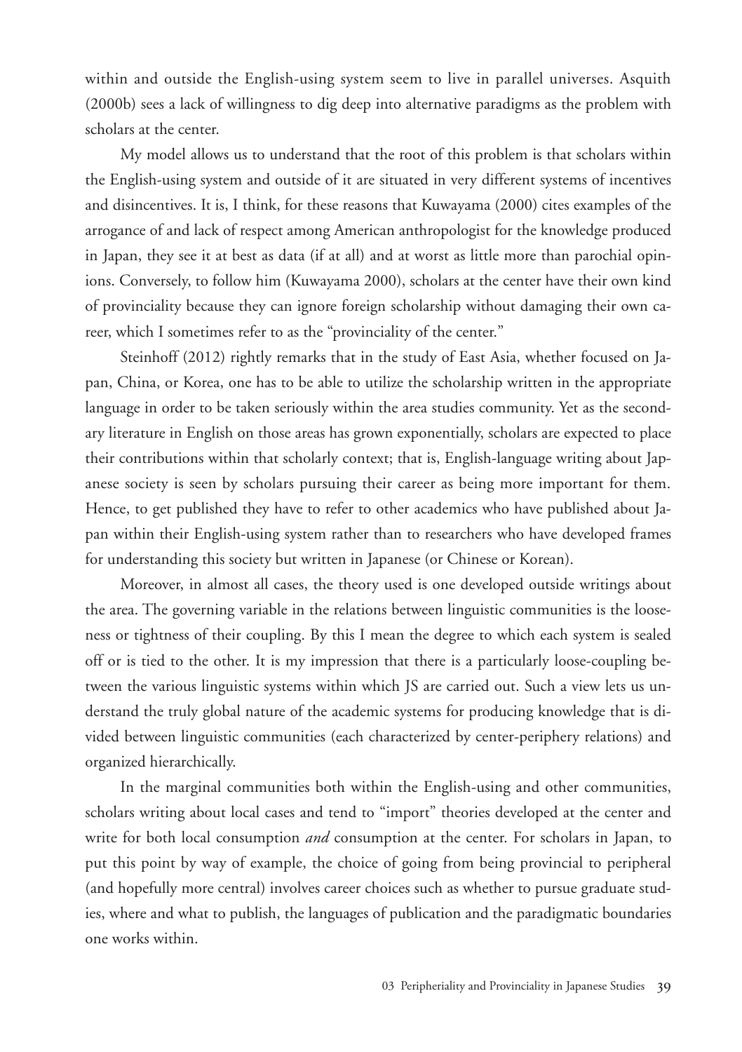within and outside the English-using system seem to live in parallel universes. Asquith (2000b) sees a lack of willingness to dig deep into alternative paradigms as the problem with scholars at the center.

My model allows us to understand that the root of this problem is that scholars within the English-using system and outside of it are situated in very different systems of incentives and disincentives. It is, I think, for these reasons that Kuwayama (2000) cites examples of the arrogance of and lack of respect among American anthropologist for the knowledge produced in Japan, they see it at best as data (if at all) and at worst as little more than parochial opinions. Conversely, to follow him (Kuwayama 2000), scholars at the center have their own kind of provinciality because they can ignore foreign scholarship without damaging their own career, which I sometimes refer to as the "provinciality of the center."

Steinhoff (2012) rightly remarks that in the study of East Asia, whether focused on Japan, China, or Korea, one has to be able to utilize the scholarship written in the appropriate language in order to be taken seriously within the area studies community. Yet as the secondary literature in English on those areas has grown exponentially, scholars are expected to place their contributions within that scholarly context; that is, English-language writing about Japanese society is seen by scholars pursuing their career as being more important for them. Hence, to get published they have to refer to other academics who have published about Japan within their English-using system rather than to researchers who have developed frames for understanding this society but written in Japanese (or Chinese or Korean).

Moreover, in almost all cases, the theory used is one developed outside writings about the area. The governing variable in the relations between linguistic communities is the looseness or tightness of their coupling. By this I mean the degree to which each system is sealed off or is tied to the other. It is my impression that there is a particularly loose-coupling between the various linguistic systems within which JS are carried out. Such a view lets us understand the truly global nature of the academic systems for producing knowledge that is divided between linguistic communities (each characterized by center-periphery relations) and organized hierarchically.

In the marginal communities both within the English-using and other communities, scholars writing about local cases and tend to "import" theories developed at the center and write for both local consumption *and* consumption at the center. For scholars in Japan, to put this point by way of example, the choice of going from being provincial to peripheral (and hopefully more central) involves career choices such as whether to pursue graduate studies, where and what to publish, the languages of publication and the paradigmatic boundaries one works within.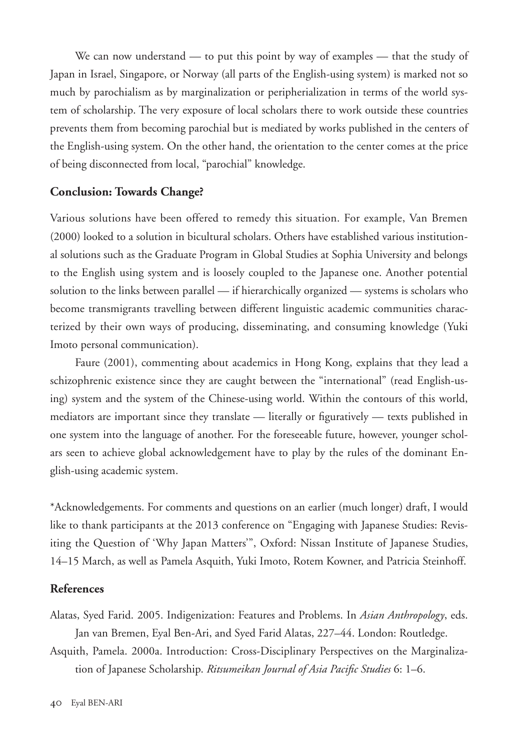We can now understand — to put this point by way of examples — that the study of Japan in Israel, Singapore, or Norway (all parts of the English-using system) is marked not so much by parochialism as by marginalization or peripherialization in terms of the world system of scholarship. The very exposure of local scholars there to work outside these countries prevents them from becoming parochial but is mediated by works published in the centers of the English-using system. On the other hand, the orientation to the center comes at the price of being disconnected from local, "parochial" knowledge.

## Conclusion: Towards Change?

Various solutions have been offered to remedy this situation. For example, Van Bremen (2000) looked to a solution in bicultural scholars. Others have established various institutional solutions such as the Graduate Program in Global Studies at Sophia University and belongs to the English using system and is loosely coupled to the Japanese one. Another potential solution to the links between parallel — if hierarchically organized — systems is scholars who become transmigrants travelling between different linguistic academic communities characterized by their own ways of producing, disseminating, and consuming knowledge (Yuki Imoto personal communication).

Faure (2001), commenting about academics in Hong Kong, explains that they lead a schizophrenic existence since they are caught between the "international" (read English-using) system and the system of the Chinese-using world. Within the contours of this world, mediators are important since they translate — literally or figuratively — texts published in one system into the language of another. For the foreseeable future, however, younger scholars seen to achieve global acknowledgement have to play by the rules of the dominant English-using academic system.

*Acknowledgements. For comments and questions on an earlier (much longer) draft, I would like to thank participants at the 2013 conference on "Engaging with Japanese Studies: Revisiting the Question of 'Why Japan Matters'", Oxford: Nissan Institute of Japanese Studies, 14–15 March, as well as Pamela Asquith, Yuki Imoto, Rotem Kowner, and Patricia Steinhoff.

## References

Alatas, Syed Farid. 2005. Indigenization: Features and Problems. In *Asian Anthropology*, eds. Jan van Bremen, Eyal Ben-Ari, and Syed Farid Alatas, 227–44. London: Routledge.

Asquith, Pamela. 2000a. Introduction: Cross-Disciplinary Perspectives on the Marginalization of Japanese Scholarship. *Ritsumeikan Journal of Asia Pacific Studies* 6: 1–6.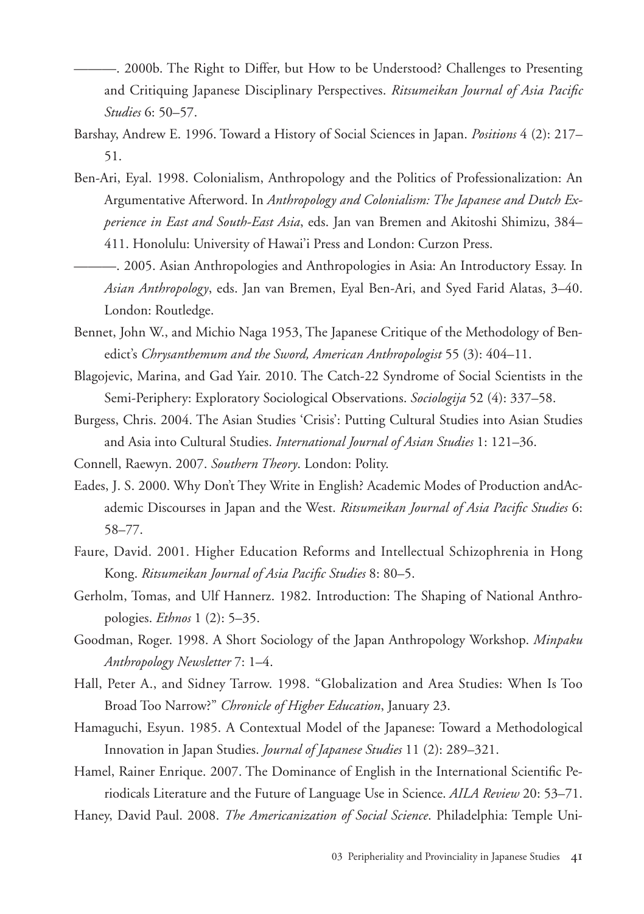———. 2000b. The Right to Differ, but How to be Understood? Challenges to Presenting and Critiquing Japanese Disciplinary Perspectives. *Ritsumeikan Journal of Asia Pacific Studies* 6: 50–57.

Barshay, Andrew E. 1996. Toward a History of Social Sciences in Japan. *Positions* 4 (2): 217–51.

Ben-Ari, Eyal. 1998. Colonialism, Anthropology and the Politics of Professionalization: An Argumentative Afterword. In *Anthropology and Colonialism: The Japanese and Dutch Experience in East and South-East Asia*, eds. Jan van Bremen and Akitoshi Shimizu, 384–411. Honolulu: University of Hawai'i Press and London: Curzon Press.

———. 2005. Asian Anthropologies and Anthropologies in Asia: An Introductory Essay. In *Asian Anthropology*, eds. Jan van Bremen, Eyal Ben-Ari, and Syed Farid Alatas, 3–40. London: Routledge.

Bennet, John W., and Michio Naga 1953, The Japanese Critique of the Methodology of Benedict's *Chrysanthemum and the Sword, American Anthropologist* 55 (3): 404–11.

Blagojevic, Marina, and Gad Yair. 2010. The Catch-22 Syndrome of Social Scientists in the Semi-Periphery: Exploratory Sociological Observations. *Sociologija* 52 (4): 337–58.

Burgess, Chris. 2004. The Asian Studies 'Crisis': Putting Cultural Studies into Asian Studies and Asia into Cultural Studies. *International Journal of Asian Studies* 1: 121–36.

Connell, Raewyn. 2007. *Southern Theory*. London: Polity.

Eades, J. S. 2000. Why Don't They Write in English? Academic Modes of Production andAcademic Discourses in Japan and the West. *Ritsumeikan Journal of Asia Pacific Studies* 6: 58–77.

Faure, David. 2001. Higher Education Reforms and Intellectual Schizophrenia in Hong Kong. *Ritsumeikan Journal of Asia Pacific Studies* 8: 80–5.

Gerholm, Tomas, and Ulf Hannerz. 1982. Introduction: The Shaping of National Anthropologies. *Ethnos* 1 (2): 5–35.

Goodman, Roger. 1998. A Short Sociology of the Japan Anthropology Workshop. *Minpaku Anthropology Newsletter* 7: 1–4.

Hall, Peter A., and Sidney Tarrow. 1998. "Globalization and Area Studies: When Is Too Broad Too Narrow?" *Chronicle of Higher Education*, January 23.

Hamaguchi, Esyun. 1985. A Contextual Model of the Japanese: Toward a Methodological Innovation in Japan Studies. *Journal of Japanese Studies* 11 (2): 289–321.

Hamel, Rainer Enrique. 2007. The Dominance of English in the International Scientific Periodicals Literature and the Future of Language Use in Science. *AILA Review* 20: 53–71.

Haney, David Paul. 2008. *The Americanization of Social Science*. Philadelphia: Temple Uni-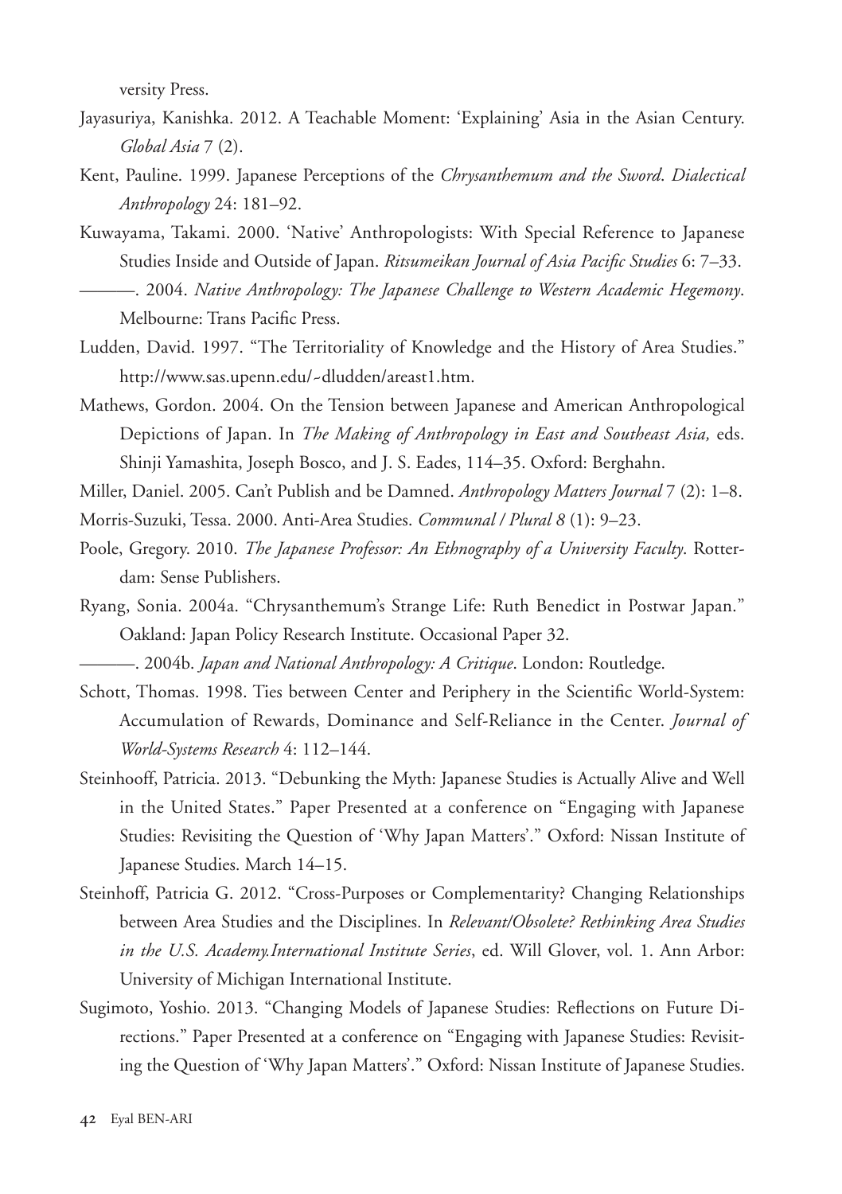versity Press.

Jayasuriya, Kanishka. 2012. A Teachable Moment: 'Explaining' Asia in the Asian Century. *Global Asia* 7 (2).

Kent, Pauline. 1999. Japanese Perceptions of the *Chrysanthemum and the Sword*. *Dialectical Anthropology* 24: 181–92.

Kuwayama, Takami. 2000. 'Native' Anthropologists: With Special Reference to Japanese Studies Inside and Outside of Japan. *Ritsumeikan Journal of Asia Pacific Studies* 6: 7–33.

———. 2004. *Native Anthropology: The Japanese Challenge to Western Academic Hegemony*. Melbourne: Trans Pacific Press.

Ludden, David. 1997. "The Territoriality of Knowledge and the History of Area Studies." http://www.sas.upenn.edu/~dludden/areast1.htm.

Mathews, Gordon. 2004. On the Tension between Japanese and American Anthropological Depictions of Japan. In *The Making of Anthropology in East and Southeast Asia,* eds. Shinji Yamashita, Joseph Bosco, and J. S. Eades, 114–35. Oxford: Berghahn.

Miller, Daniel. 2005. Can't Publish and be Damned. *Anthropology Matters Journal* 7 (2): 1–8.

Morris-Suzuki, Tessa. 2000. Anti-Area Studies. *Communal / Plural 8* (1): 9–23.

Poole, Gregory. 2010. *The Japanese Professor: An Ethnography of a University Faculty*. Rotterdam: Sense Publishers.

Ryang, Sonia. 2004a. "Chrysanthemum's Strange Life: Ruth Benedict in Postwar Japan." Oakland: Japan Policy Research Institute. Occasional Paper 32.

———. 2004b. *Japan and National Anthropology: A Critique*. London: Routledge.

Schott, Thomas. 1998. Ties between Center and Periphery in the Scientific World-System: Accumulation of Rewards, Dominance and Self-Reliance in the Center. *Journal of World-Systems Research* 4: 112–144.

Steinhooff, Patricia. 2013. "Debunking the Myth: Japanese Studies is Actually Alive and Well in the United States." Paper Presented at a conference on "Engaging with Japanese Studies: Revisiting the Question of 'Why Japan Matters'." Oxford: Nissan Institute of Japanese Studies. March 14–15.

Steinhoff, Patricia G. 2012. "Cross-Purposes or Complementarity? Changing Relationships between Area Studies and the Disciplines. In *Relevant/Obsolete? Rethinking Area Studies in the U.S. Academy.International Institute Series*, ed. Will Glover, vol. 1. Ann Arbor: University of Michigan International Institute.

Sugimoto, Yoshio. 2013. "Changing Models of Japanese Studies: Reflections on Future Directions." Paper Presented at a conference on "Engaging with Japanese Studies: Revisiting the Question of 'Why Japan Matters'." Oxford: Nissan Institute of Japanese Studies.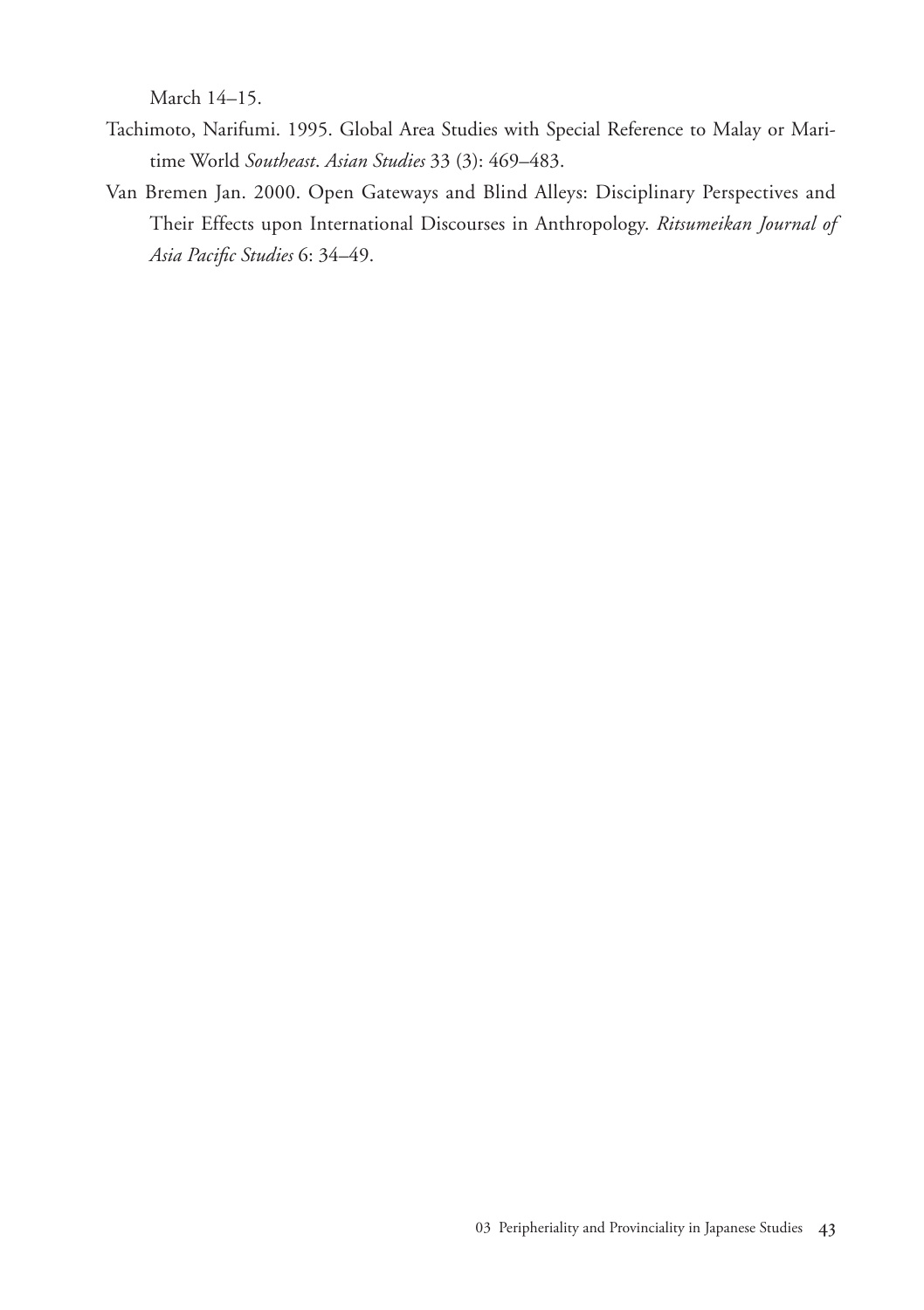March 14–15.

Tachimoto, Narifumi. 1995. Global Area Studies with Special Reference to Malay or Maritime World *Southeast*. *Asian Studies* 33 (3): 469–483.

Van Bremen Jan. 2000. Open Gateways and Blind Alleys: Disciplinary Perspectives and Their Effects upon International Discourses in Anthropology. *Ritsumeikan Journal of Asia Pacific Studies* 6: 34–49.